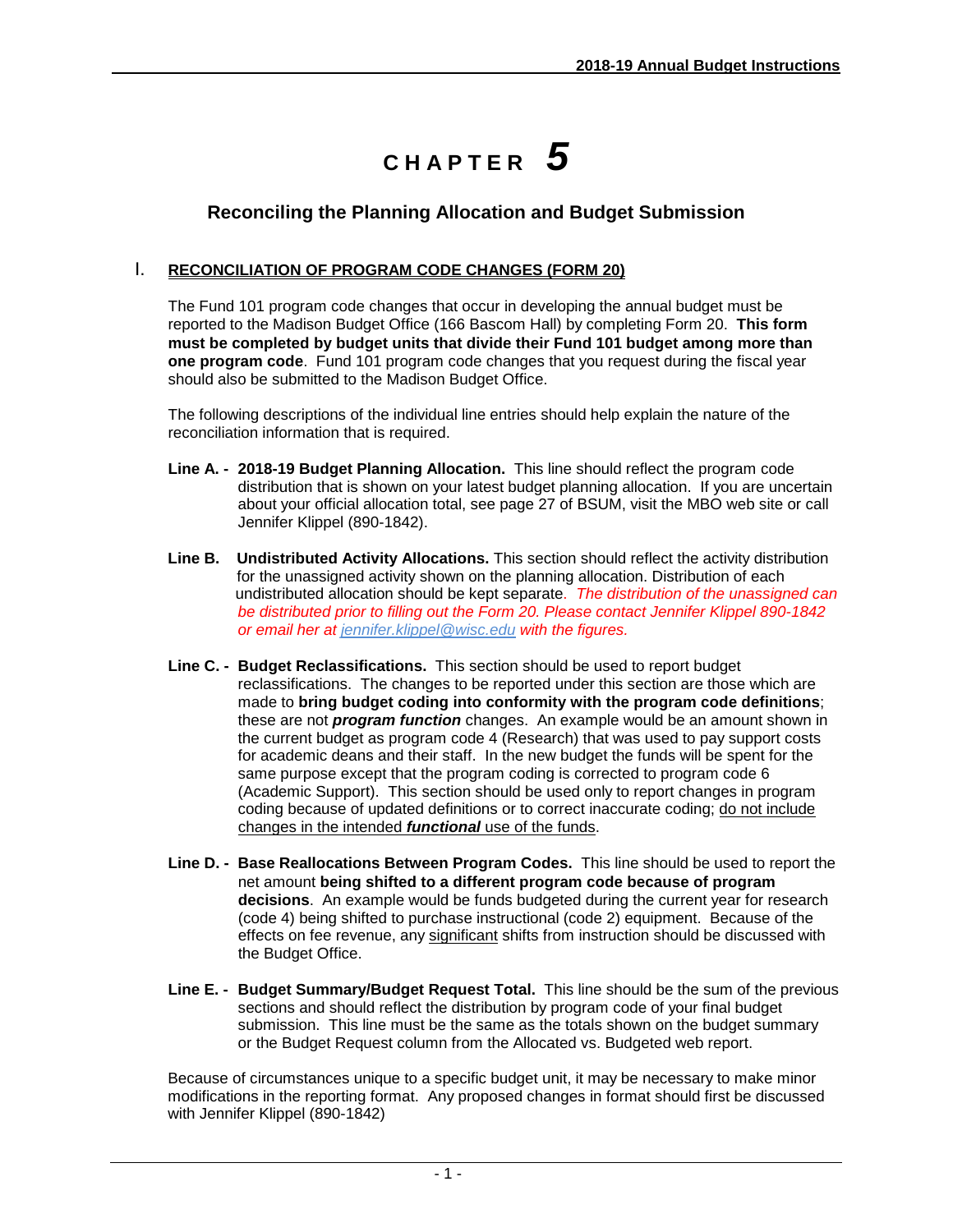# CHAPTER 5

## Reconciling the Planning Allocation and Budget Submission

### I. RECONCILIATION OF PROGRAM CODE CHANGES (FORM 20)

The Fund 101 program code changes that occur in developing the annual budget must be reported to the Madison Budget Office (166 Bascom Hall) by completing Form 20. **This form must be completed by budget units that divide their Fund 101 budget among more than one program code**. Fund 101 program code changes that you request during the fiscal year should also be submitted to the Madison Budget Office.

The following descriptions of the individual line entries should help explain the nature of the reconciliation information that is required.

**Line A. - 2018-19 Budget Planning Allocation.** This line should reflect the program code distribution that is shown on your latest budget planning allocation. If you are uncertain about your official allocation total, see page 27 of BSUM, visit the MBO web site or call Jennifer Klippel (890-1842).

**Line B. Undistributed Activity Allocations.** This section should reflect the activity distribution for the unassigned activity shown on the planning allocation. Distribution of each undistributed allocation should be kept separate. *The distribution of the unassigned can be distributed prior to filling out the Form 20. Please contact Jennifer Klippel 890-1842 or email her at jennifer.klippel@wisc.edu with the figures.*

**Line C. - Budget Reclassifications.** This section should be used to report budget reclassifications. The changes to be reported under this section are those which are made to **bring budget coding into conformity with the program code definitions**; these are not ***program function*** changes. An example would be an amount shown in the current budget as program code 4 (Research) that was used to pay support costs for academic deans and their staff. In the new budget the funds will be spent for the same purpose except that the program coding is corrected to program code 6 (Academic Support). This section should be used only to report changes in program coding because of updated definitions or to correct inaccurate coding; do not include changes in the intended ***functional*** use of the funds.

**Line D. - Base Reallocations Between Program Codes.** This line should be used to report the net amount **being shifted to a different program code because of program decisions**. An example would be funds budgeted during the current year for research (code 4) being shifted to purchase instructional (code 2) equipment. Because of the effects on fee revenue, any significant shifts from instruction should be discussed with the Budget Office.

**Line E. - Budget Summary/Budget Request Total.** This line should be the sum of the previous sections and should reflect the distribution by program code of your final budget submission. This line must be the same as the totals shown on the budget summary or the Budget Request column from the Allocated vs. Budgeted web report.

Because of circumstances unique to a specific budget unit, it may be necessary to make minor modifications in the reporting format. Any proposed changes in format should first be discussed with Jennifer Klippel (890-1842)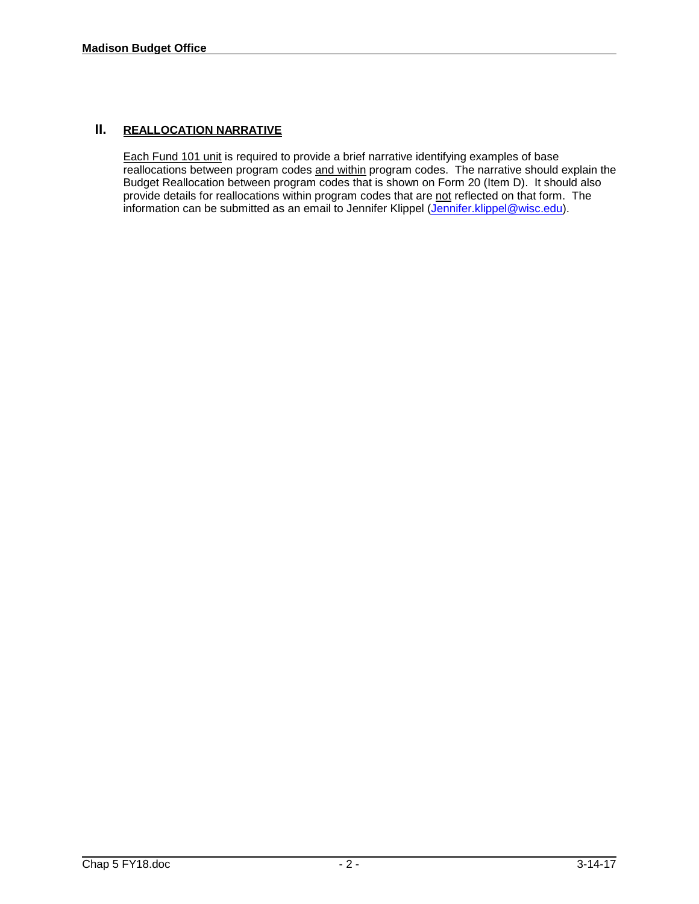## II. REALLOCATION NARRATIVE

Each Fund 101 unit is required to provide a brief narrative identifying examples of base reallocations between program codes and within program codes. The narrative should explain the Budget Reallocation between program codes that is shown on Form 20 (Item D). It should also provide details for reallocations within program codes that are not reflected on that form. The information can be submitted as an email to Jennifer Klippel (Jennifer.klippel@wisc.edu).